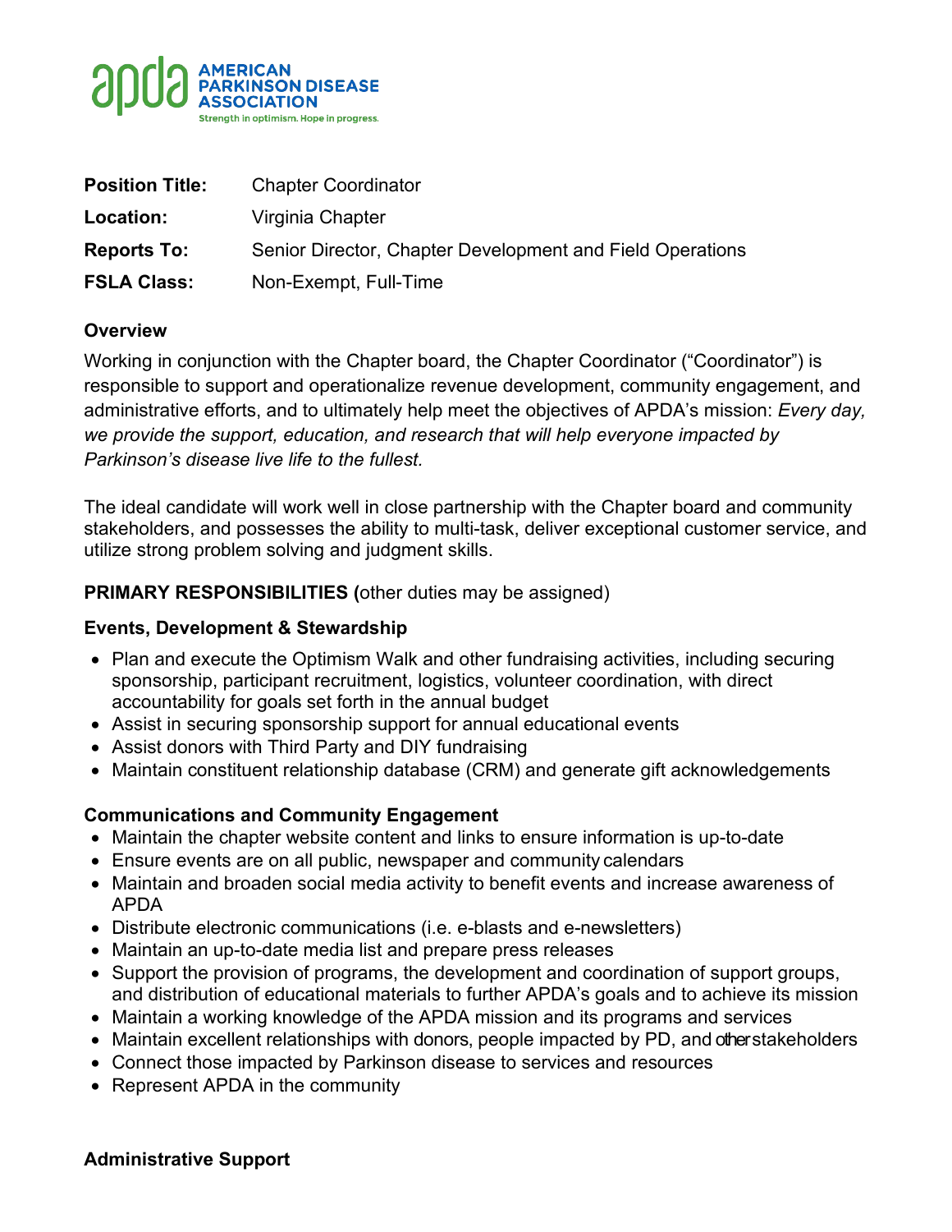**Position Title:** Chapter Coordinator

**Location:** Virginia Chapter

**Reports To:** Senior Director, Chapter Development and Field Operations

**FSLA Class:** Non-Exempt, Full-Time

### Overview

Working in conjunction with the Chapter board, the Chapter Coordinator ("Coordinator") is responsible to support and operationalize revenue development, community engagement, and administrative efforts, and to ultimately help meet the objectives of APDA's mission: *Every day, we provide the support, education, and research that will help everyone impacted by Parkinson's disease live life to the fullest.*

The ideal candidate will work well in close partnership with the Chapter board and community stakeholders, and possesses the ability to multi-task, deliver exceptional customer service, and utilize strong problem solving and judgment skills.

## PRIMARY RESPONSIBILITIES (other duties may be assigned)

### Events, Development & Stewardship

- Plan and execute the Optimism Walk and other fundraising activities, including securing sponsorship, participant recruitment, logistics, volunteer coordination, with direct accountability for goals set forth in the annual budget
- Assist in securing sponsorship support for annual educational events
- Assist donors with Third Party and DIY fundraising
- Maintain constituent relationship database (CRM) and generate gift acknowledgements

### Communications and Community Engagement

- Maintain the chapter website content and links to ensure information is up-to-date
- Ensure events are on all public, newspaper and community calendars
- Maintain and broaden social media activity to benefit events and increase awareness of APDA
- Distribute electronic communications (i.e. e-blasts and e-newsletters)
- Maintain an up-to-date media list and prepare press releases
- Support the provision of programs, the development and coordination of support groups, and distribution of educational materials to further APDA's goals and to achieve its mission
- Maintain a working knowledge of the APDA mission and its programs and services
- Maintain excellent relationships with donors, people impacted by PD, and other stakeholders
- Connect those impacted by Parkinson disease to services and resources
- Represent APDA in the community

### Administrative Support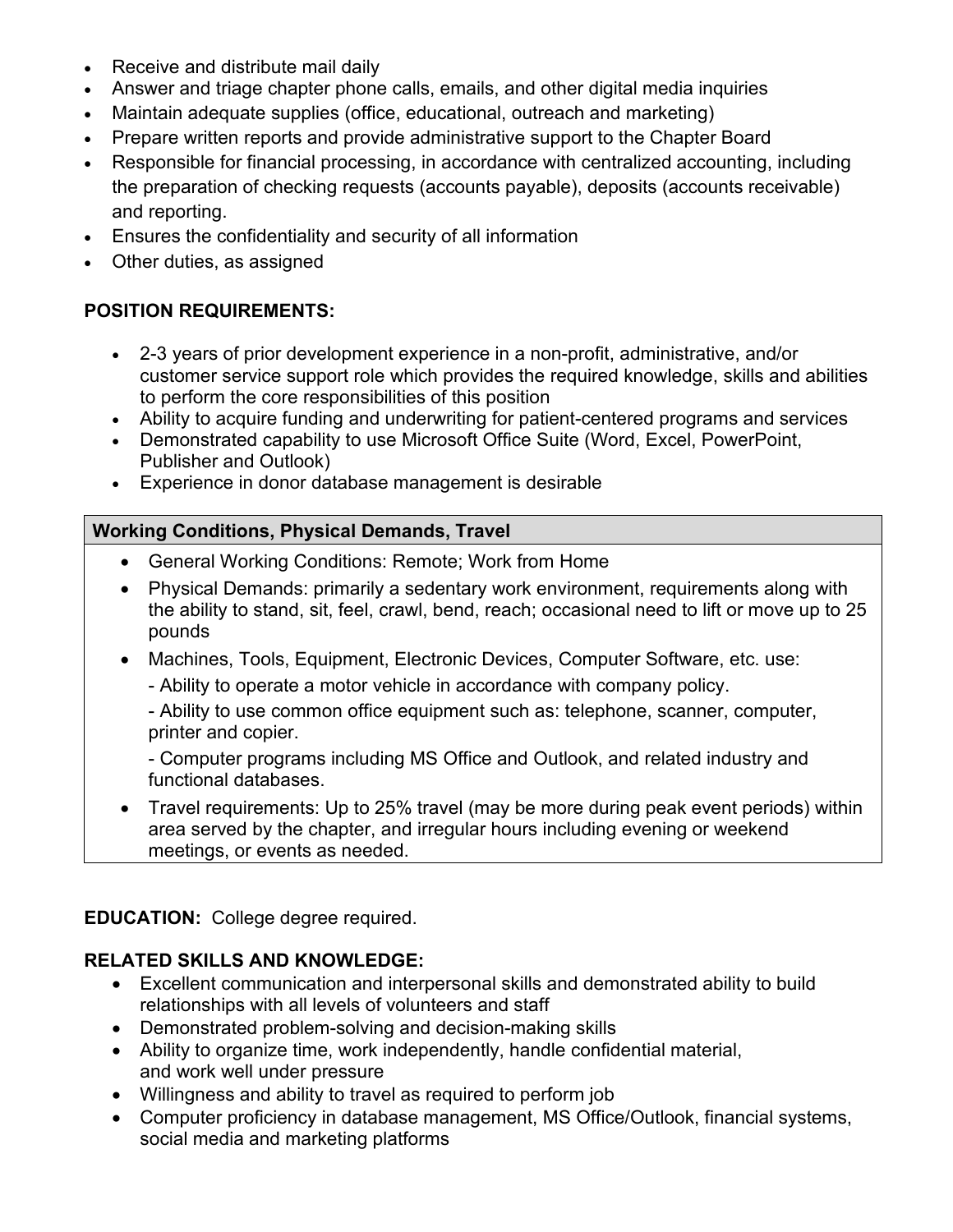- Receive and distribute mail daily
- Answer and triage chapter phone calls, emails, and other digital media inquiries
- Maintain adequate supplies (office, educational, outreach and marketing)
- Prepare written reports and provide administrative support to the Chapter Board
- Responsible for financial processing, in accordance with centralized accounting, including the preparation of checking requests (accounts payable), deposits (accounts receivable) and reporting.
- Ensures the confidentiality and security of all information
- Other duties, as assigned

**POSITION REQUIREMENTS:**

- 2-3 years of prior development experience in a non-profit, administrative, and/or customer service support role which provides the required knowledge, skills and abilities to perform the core responsibilities of this position
- Ability to acquire funding and underwriting for patient-centered programs and services
- Demonstrated capability to use Microsoft Office Suite (Word, Excel, PowerPoint, Publisher and Outlook)
- Experience in donor database management is desirable

| **Working Conditions, Physical Demands, Travel** |
|---|
| • General Working Conditions: Remote; Work from Home<br>• Physical Demands: primarily a sedentary work environment, requirements along with the ability to stand, sit, feel, crawl, bend, reach; occasional need to lift or move up to 25 pounds<br>• Machines, Tools, Equipment, Electronic Devices, Computer Software, etc. use:<br>- Ability to operate a motor vehicle in accordance with company policy.<br>- Ability to use common office equipment such as: telephone, scanner, computer, printer and copier.<br>- Computer programs including MS Office and Outlook, and related industry and functional databases.<br>• Travel requirements: Up to 25% travel (may be more during peak event periods) within area served by the chapter, and irregular hours including evening or weekend meetings, or events as needed. |

**EDUCATION:** College degree required.

**RELATED SKILLS AND KNOWLEDGE:**

- Excellent communication and interpersonal skills and demonstrated ability to build relationships with all levels of volunteers and staff
- Demonstrated problem-solving and decision-making skills
- Ability to organize time, work independently, handle confidential material, and work well under pressure
- Willingness and ability to travel as required to perform job
- Computer proficiency in database management, MS Office/Outlook, financial systems, social media and marketing platforms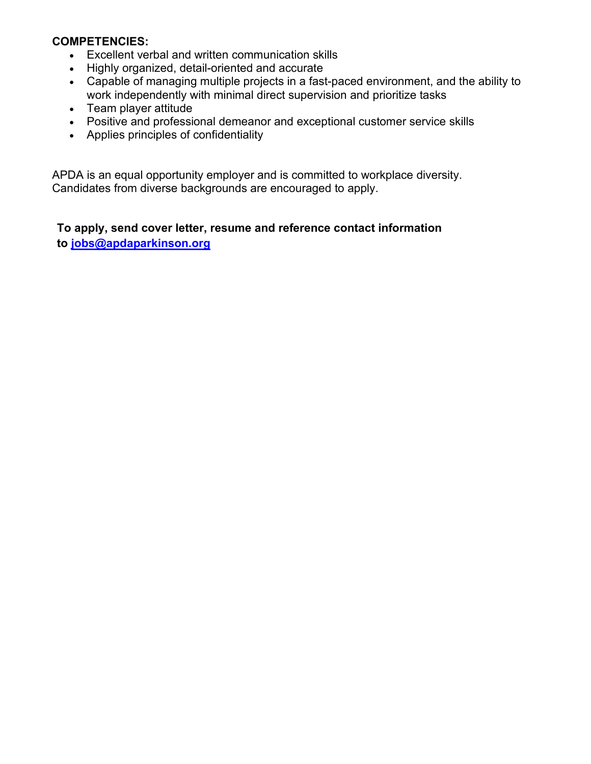**COMPETENCIES:**

- Excellent verbal and written communication skills
- Highly organized, detail-oriented and accurate
- Capable of managing multiple projects in a fast-paced environment, and the ability to work independently with minimal direct supervision and prioritize tasks
- Team player attitude
- Positive and professional demeanor and exceptional customer service skills
- Applies principles of confidentiality

APDA is an equal opportunity employer and is committed to workplace diversity. Candidates from diverse backgrounds are encouraged to apply.

**To apply, send cover letter, resume and reference contact information to [jobs@apdaparkinson.org](mailto:jobs@apdaparkinson.org)**